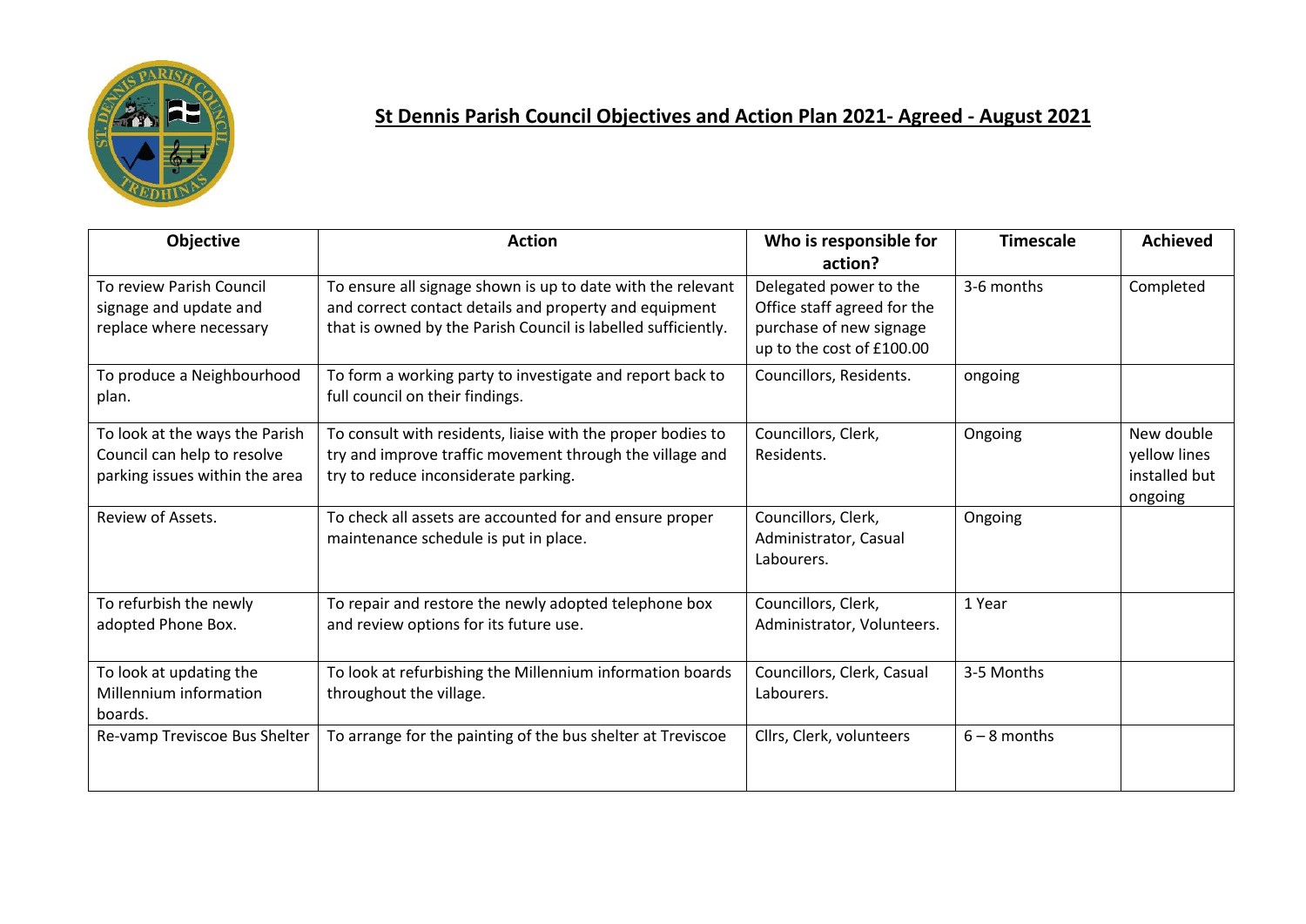# St Dennis Parish Council Objectives and Action Plan 2021- Agreed - August 2021

| Objective | Action | Who is responsible for action? | Timescale | Achieved |
|---|---|---|---|---|
| To review Parish Council signage and update and replace where necessary | To ensure all signage shown is up to date with the relevant and correct contact details and property and equipment that is owned by the Parish Council is labelled sufficiently. | Delegated power to the Office staff agreed for the purchase of new signage up to the cost of £100.00 | 3-6 months | Completed |
| To produce a Neighbourhood plan. | To form a working party to investigate and report back to full council on their findings. | Councillors, Residents. | ongoing | |
| To look at the ways the Parish Council can help to resolve parking issues within the area | To consult with residents, liaise with the proper bodies to try and improve traffic movement through the village and try to reduce inconsiderate parking. | Councillors, Clerk, Residents. | Ongoing | New double yellow lines installed but ongoing |
| Review of Assets. | To check all assets are accounted for and ensure proper maintenance schedule is put in place. | Councillors, Clerk, Administrator, Casual Labourers. | Ongoing | |
| To refurbish the newly adopted Phone Box. | To repair and restore the newly adopted telephone box and review options for its future use. | Councillors, Clerk, Administrator, Volunteers. | 1 Year | |
| To look at updating the Millennium information boards. | To look at refurbishing the Millennium information boards throughout the village. | Councillors, Clerk, Casual Labourers. | 3-5 Months | |
| Re-vamp Treviscoe Bus Shelter | To arrange for the painting of the bus shelter at Treviscoe | Cllrs, Clerk, volunteers | 6 – 8 months | |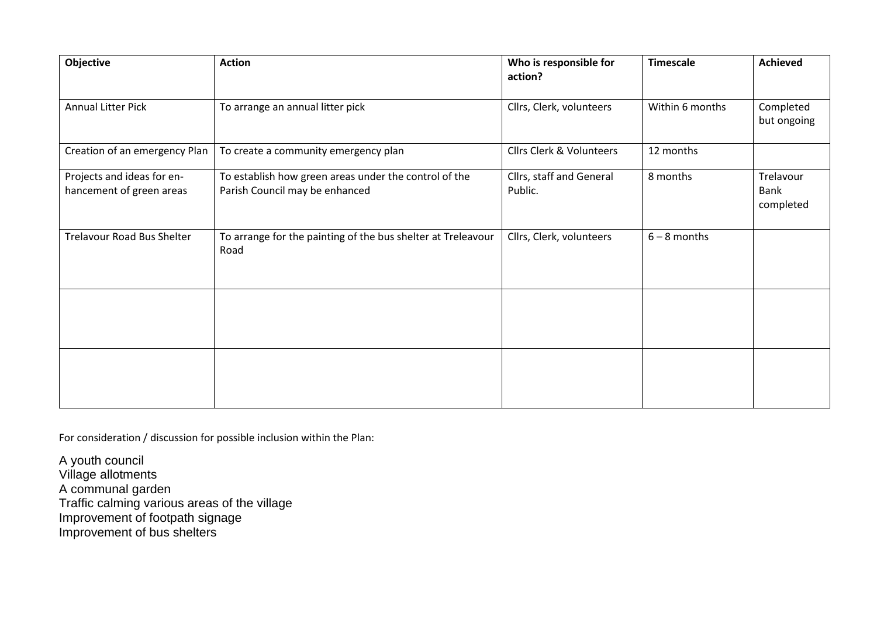| Objective | Action | Who is responsible for action? | Timescale | Achieved |
|---|---|---|---|---|
| Annual Litter Pick | To arrange an annual litter pick | Cllrs, Clerk, volunteers | Within 6 months | Completed but ongoing |
| Creation of an emergency Plan | To create a community emergency plan | Cllrs Clerk & Volunteers | 12 months | |
| Projects and ideas for en-hancement of green areas | To establish how green areas under the control of the Parish Council may be enhanced | Cllrs, staff and General Public. | 8 months | Trelavour Bank completed |
| Trelavour Road Bus Shelter | To arrange for the painting of the bus shelter at Treleavour Road | Cllrs, Clerk, volunteers | 6 – 8 months | |
| | | | | |
| | | | | |

For consideration / discussion for possible inclusion within the Plan:

A youth council
Village allotments
A communal garden
Traffic calming various areas of the village
Improvement of footpath signage
Improvement of bus shelters